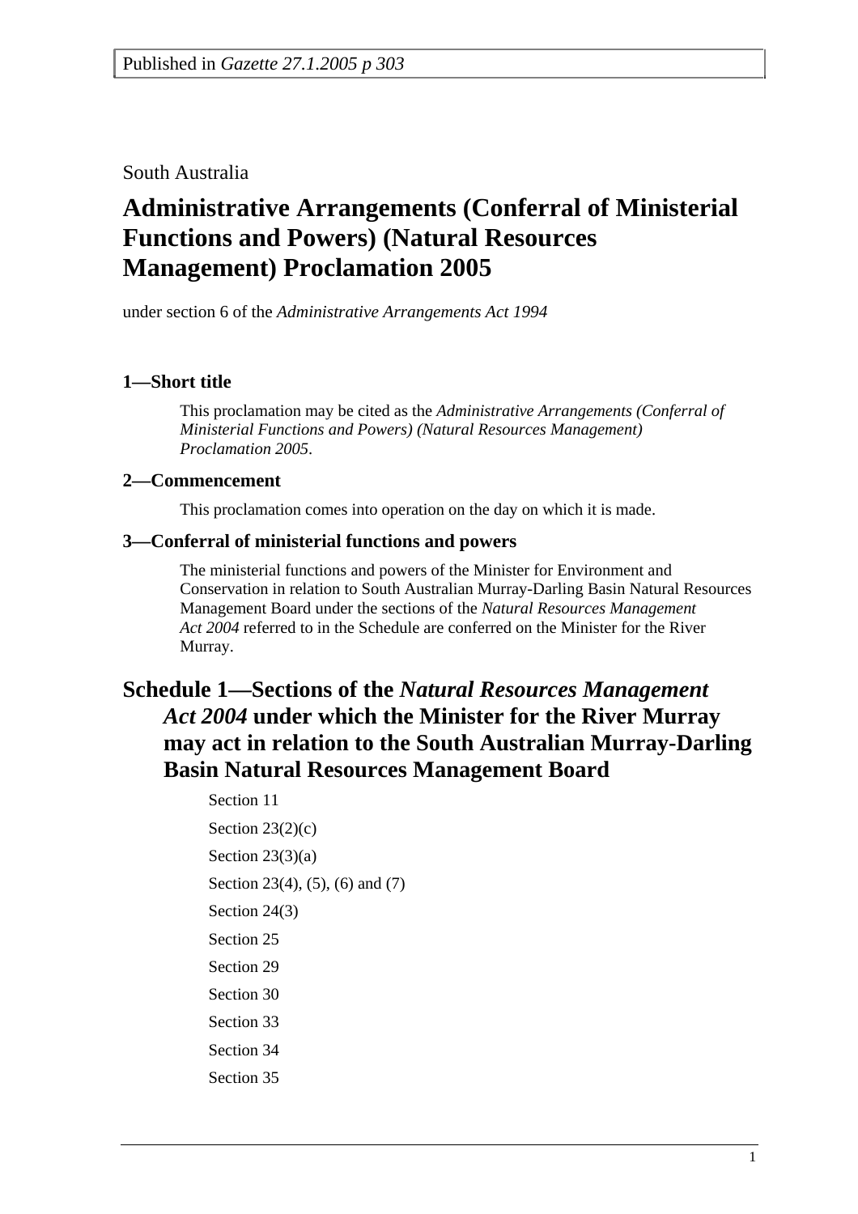Published in *Gazette 27.1.2005 p 303*

South Australia

# Administrative Arrangements (Conferral of Ministerial Functions and Powers) (Natural Resources Management) Proclamation 2005

under section 6 of the *Administrative Arrangements Act 1994*

### 1—Short title

This proclamation may be cited as the *Administrative Arrangements (Conferral of Ministerial Functions and Powers) (Natural Resources Management) Proclamation 2005*.

### 2—Commencement

This proclamation comes into operation on the day on which it is made.

### 3—Conferral of ministerial functions and powers

The ministerial functions and powers of the Minister for Environment and Conservation in relation to South Australian Murray-Darling Basin Natural Resources Management Board under the sections of the *Natural Resources Management Act 2004* referred to in the Schedule are conferred on the Minister for the River Murray.

## Schedule 1—Sections of the *Natural Resources Management Act 2004* under which the Minister for the River Murray may act in relation to the South Australian Murray-Darling Basin Natural Resources Management Board

Section 11

Section 23(2)(c)

Section 23(3)(a)

Section 23(4), (5), (6) and (7)

Section 24(3)

Section 25

Section 29

Section 30

Section 33

Section 34

Section 35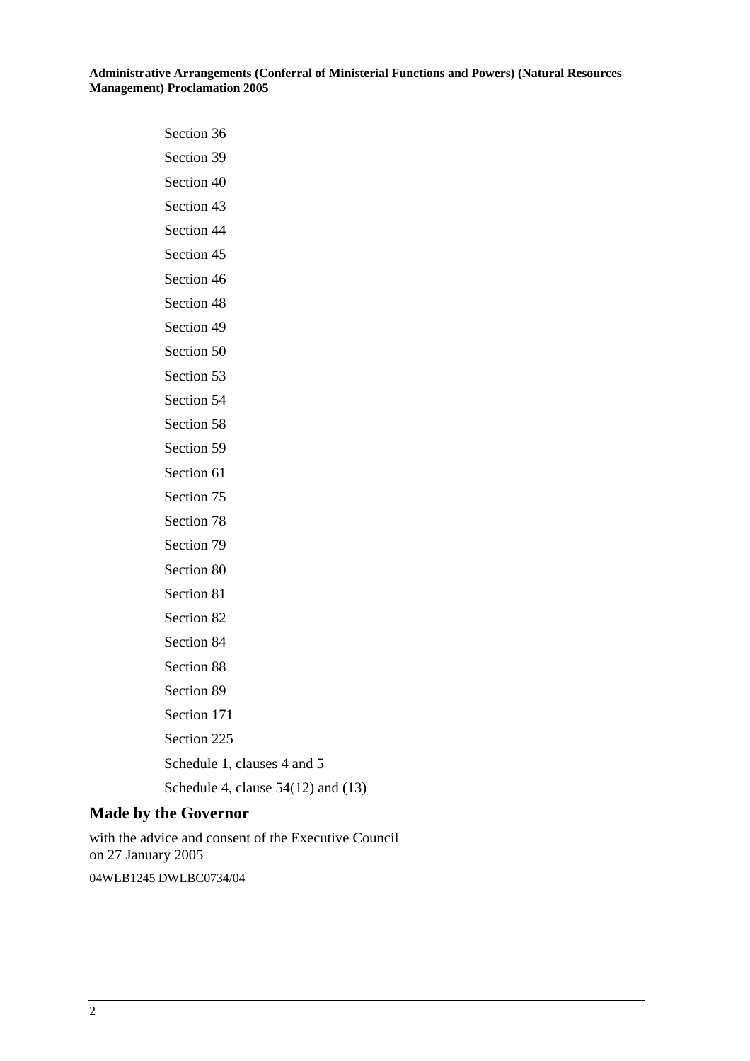Section 36

Section 39

Section 40

Section 43

Section 44

Section 45

Section 46

Section 48

Section 49

Section 50

Section 53

Section 54

Section 58

Section 59

Section 61

Section 75

Section 78

Section 79

Section 80

Section 81

Section 82

Section 84

Section 88

Section 89

Section 171

Section 225

Schedule 1, clauses 4 and 5

Schedule 4, clause 54(12) and (13)

## Made by the Governor

with the advice and consent of the Executive Council on 27 January 2005

04WLB1245 DWLBC0734/04